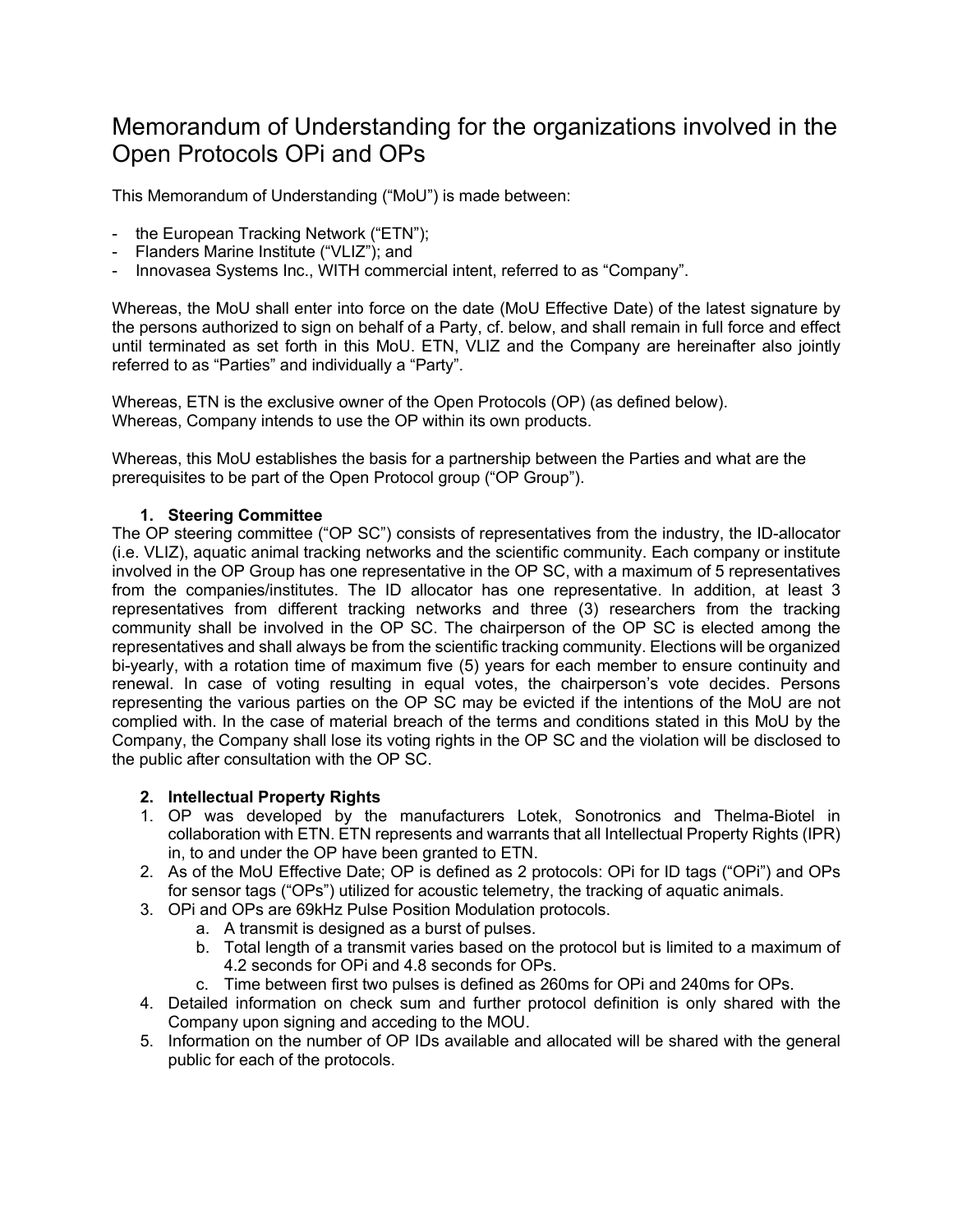# Memorandum of Understanding for the organizations involved in the Open Protocols OPi and OPs

This Memorandum of Understanding ("MoU") is made between:

- the European Tracking Network ("ETN");
- Flanders Marine Institute ("VLIZ"); and
- Innovasea Systems Inc., WITH commercial intent, referred to as "Company".

Whereas, the MoU shall enter into force on the date (MoU Effective Date) of the latest signature by the persons authorized to sign on behalf of a Party, cf. below, and shall remain in full force and effect until terminated as set forth in this MoU. ETN, VLIZ and the Company are hereinafter also jointly referred to as "Parties" and individually a "Party".

Whereas, ETN is the exclusive owner of the Open Protocols (OP) (as defined below).
Whereas, Company intends to use the OP within its own products.

Whereas, this MoU establishes the basis for a partnership between the Parties and what are the prerequisites to be part of the Open Protocol group ("OP Group").

## 1. Steering Committee

The OP steering committee ("OP SC") consists of representatives from the industry, the ID-allocator (i.e. VLIZ), aquatic animal tracking networks and the scientific community. Each company or institute involved in the OP Group has one representative in the OP SC, with a maximum of 5 representatives from the companies/institutes. The ID allocator has one representative. In addition, at least 3 representatives from different tracking networks and three (3) researchers from the tracking community shall be involved in the OP SC. The chairperson of the OP SC is elected among the representatives and shall always be from the scientific tracking community. Elections will be organized bi-yearly, with a rotation time of maximum five (5) years for each member to ensure continuity and renewal. In case of voting resulting in equal votes, the chairperson's vote decides. Persons representing the various parties on the OP SC may be evicted if the intentions of the MoU are not complied with. In the case of material breach of the terms and conditions stated in this MoU by the Company, the Company shall lose its voting rights in the OP SC and the violation will be disclosed to the public after consultation with the OP SC.

## 2. Intellectual Property Rights

1. OP was developed by the manufacturers Lotek, Sonotronics and Thelma-Biotel in collaboration with ETN. ETN represents and warrants that all Intellectual Property Rights (IPR) in, to and under the OP have been granted to ETN.
2. As of the MoU Effective Date; OP is defined as 2 protocols: OPi for ID tags ("OPi") and OPs for sensor tags ("OPs") utilized for acoustic telemetry, the tracking of aquatic animals.
3. OPi and OPs are 69kHz Pulse Position Modulation protocols.
   a. A transmit is designed as a burst of pulses.
   b. Total length of a transmit varies based on the protocol but is limited to a maximum of 4.2 seconds for OPi and 4.8 seconds for OPs.
   c. Time between first two pulses is defined as 260ms for OPi and 240ms for OPs.
4. Detailed information on check sum and further protocol definition is only shared with the Company upon signing and acceding to the MOU.
5. Information on the number of OP IDs available and allocated will be shared with the general public for each of the protocols.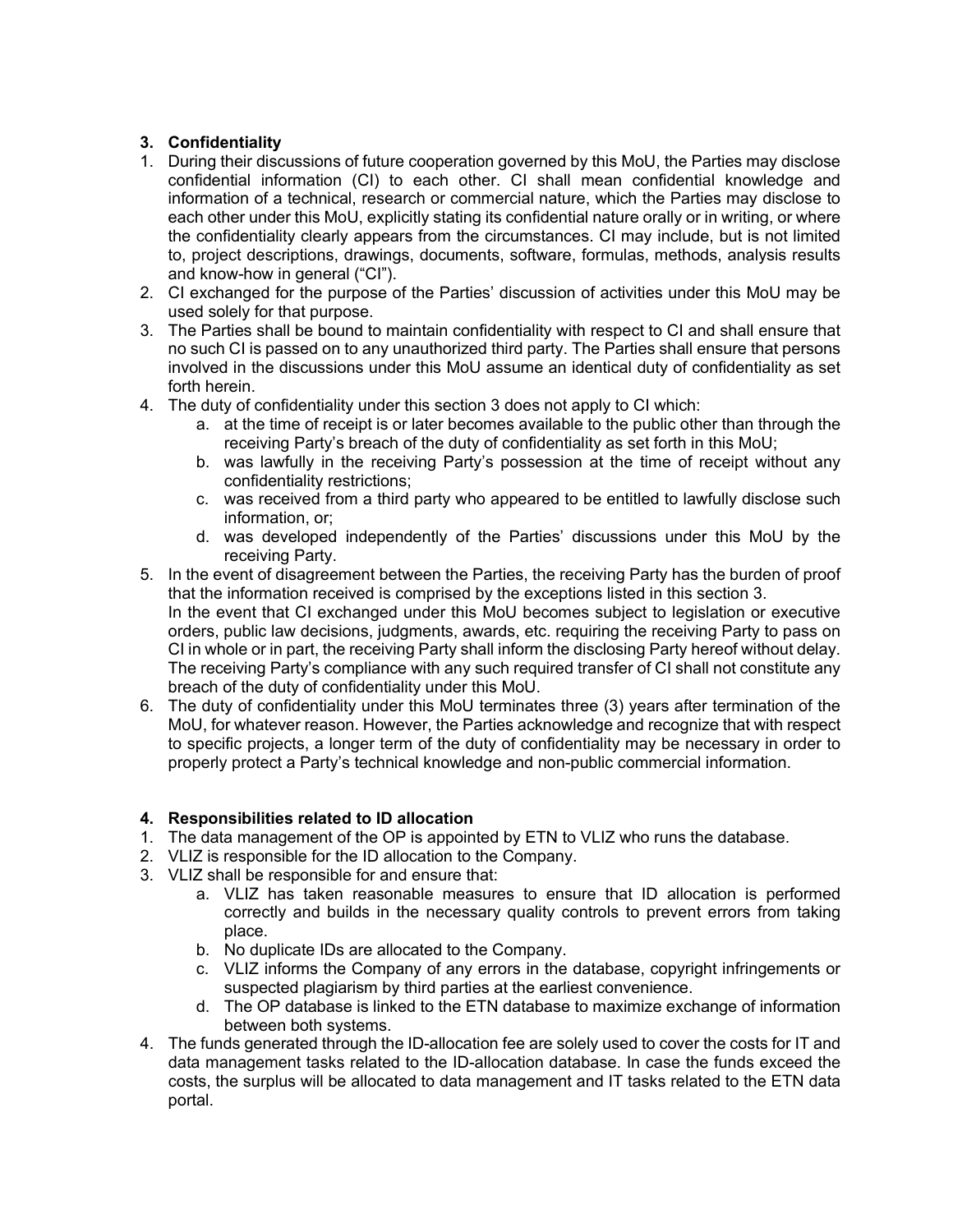### 3. Confidentiality

1. During their discussions of future cooperation governed by this MoU, the Parties may disclose confidential information (CI) to each other. CI shall mean confidential knowledge and information of a technical, research or commercial nature, which the Parties may disclose to each other under this MoU, explicitly stating its confidential nature orally or in writing, or where the confidentiality clearly appears from the circumstances. CI may include, but is not limited to, project descriptions, drawings, documents, software, formulas, methods, analysis results and know-how in general ("CI").
2. CI exchanged for the purpose of the Parties' discussion of activities under this MoU may be used solely for that purpose.
3. The Parties shall be bound to maintain confidentiality with respect to CI and shall ensure that no such CI is passed on to any unauthorized third party. The Parties shall ensure that persons involved in the discussions under this MoU assume an identical duty of confidentiality as set forth herein.
4. The duty of confidentiality under this section 3 does not apply to CI which:
    a. at the time of receipt is or later becomes available to the public other than through the receiving Party's breach of the duty of confidentiality as set forth in this MoU;
    b. was lawfully in the receiving Party's possession at the time of receipt without any confidentiality restrictions;
    c. was received from a third party who appeared to be entitled to lawfully disclose such information, or;
    d. was developed independently of the Parties' discussions under this MoU by the receiving Party.
5. In the event of disagreement between the Parties, the receiving Party has the burden of proof that the information received is comprised by the exceptions listed in this section 3.
   In the event that CI exchanged under this MoU becomes subject to legislation or executive orders, public law decisions, judgments, awards, etc. requiring the receiving Party to pass on CI in whole or in part, the receiving Party shall inform the disclosing Party hereof without delay. The receiving Party's compliance with any such required transfer of CI shall not constitute any breach of the duty of confidentiality under this MoU.
6. The duty of confidentiality under this MoU terminates three (3) years after termination of the MoU, for whatever reason. However, the Parties acknowledge and recognize that with respect to specific projects, a longer term of the duty of confidentiality may be necessary in order to properly protect a Party's technical knowledge and non-public commercial information.

### 4. Responsibilities related to ID allocation

1. The data management of the OP is appointed by ETN to VLIZ who runs the database.
2. VLIZ is responsible for the ID allocation to the Company.
3. VLIZ shall be responsible for and ensure that:
    a. VLIZ has taken reasonable measures to ensure that ID allocation is performed correctly and builds in the necessary quality controls to prevent errors from taking place.
    b. No duplicate IDs are allocated to the Company.
    c. VLIZ informs the Company of any errors in the database, copyright infringements or suspected plagiarism by third parties at the earliest convenience.
    d. The OP database is linked to the ETN database to maximize exchange of information between both systems.
4. The funds generated through the ID-allocation fee are solely used to cover the costs for IT and data management tasks related to the ID-allocation database. In case the funds exceed the costs, the surplus will be allocated to data management and IT tasks related to the ETN data portal.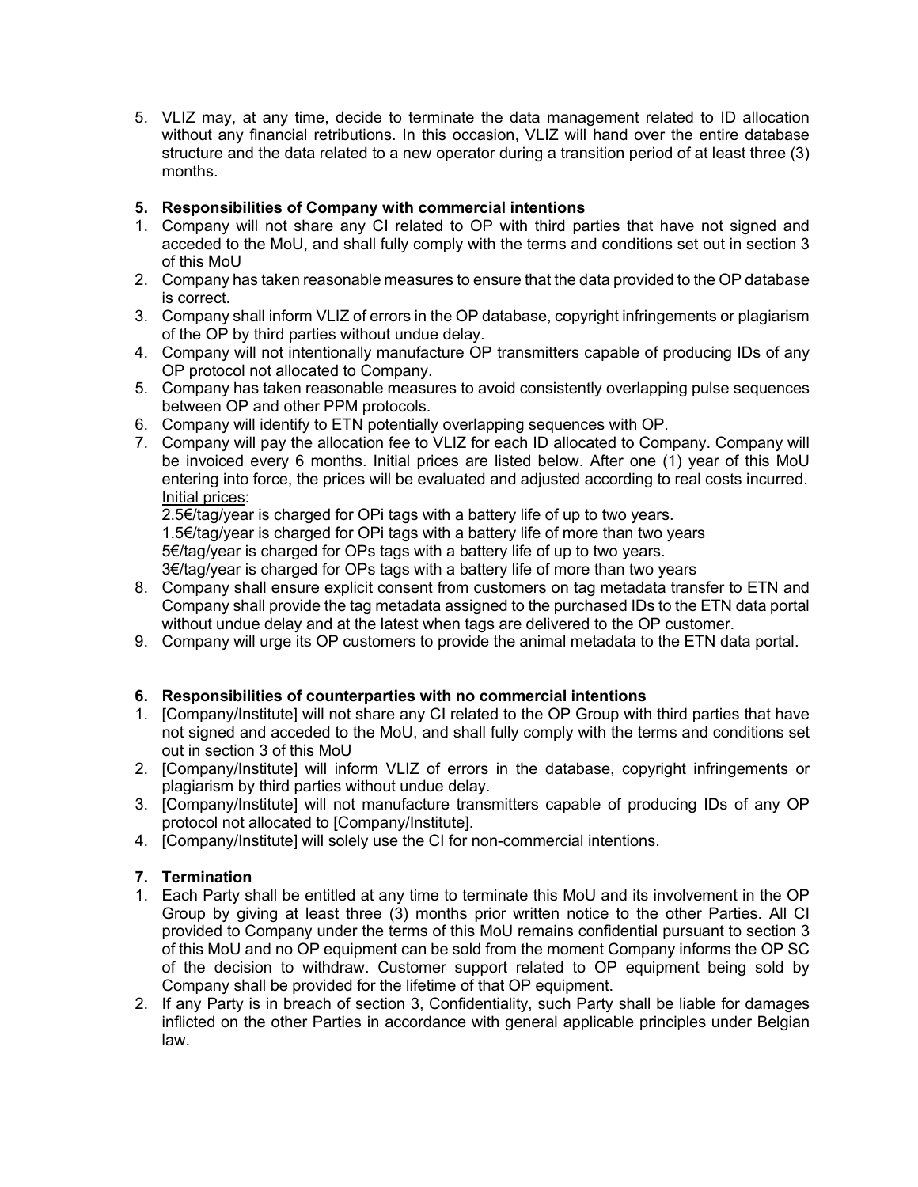5. VLIZ may, at any time, decide to terminate the data management related to ID allocation without any financial retributions. In this occasion, VLIZ will hand over the entire database structure and the data related to a new operator during a transition period of at least three (3) months.

## 5. Responsibilities of Company with commercial intentions

1. Company will not share any CI related to OP with third parties that have not signed and acceded to the MoU, and shall fully comply with the terms and conditions set out in section 3 of this MoU
2. Company has taken reasonable measures to ensure that the data provided to the OP database is correct.
3. Company shall inform VLIZ of errors in the OP database, copyright infringements or plagiarism of the OP by third parties without undue delay.
4. Company will not intentionally manufacture OP transmitters capable of producing IDs of any OP protocol not allocated to Company.
5. Company has taken reasonable measures to avoid consistently overlapping pulse sequences between OP and other PPM protocols.
6. Company will identify to ETN potentially overlapping sequences with OP.
7. Company will pay the allocation fee to VLIZ for each ID allocated to Company. Company will be invoiced every 6 months. Initial prices are listed below. After one (1) year of this MoU entering into force, the prices will be evaluated and adjusted according to real costs incurred.
   Initial prices:
   2.5€/tag/year is charged for OPi tags with a battery life of up to two years.
   1.5€/tag/year is charged for OPi tags with a battery life of more than two years
   5€/tag/year is charged for OPs tags with a battery life of up to two years.
   3€/tag/year is charged for OPs tags with a battery life of more than two years
8. Company shall ensure explicit consent from customers on tag metadata transfer to ETN and Company shall provide the tag metadata assigned to the purchased IDs to the ETN data portal without undue delay and at the latest when tags are delivered to the OP customer.
9. Company will urge its OP customers to provide the animal metadata to the ETN data portal.

## 6. Responsibilities of counterparties with no commercial intentions

1. [Company/Institute] will not share any CI related to the OP Group with third parties that have not signed and acceded to the MoU, and shall fully comply with the terms and conditions set out in section 3 of this MoU
2. [Company/Institute] will inform VLIZ of errors in the database, copyright infringements or plagiarism by third parties without undue delay.
3. [Company/Institute] will not manufacture transmitters capable of producing IDs of any OP protocol not allocated to [Company/Institute].
4. [Company/Institute] will solely use the CI for non-commercial intentions.

## 7. Termination

1. Each Party shall be entitled at any time to terminate this MoU and its involvement in the OP Group by giving at least three (3) months prior written notice to the other Parties. All CI provided to Company under the terms of this MoU remains confidential pursuant to section 3 of this MoU and no OP equipment can be sold from the moment Company informs the OP SC of the decision to withdraw. Customer support related to OP equipment being sold by Company shall be provided for the lifetime of that OP equipment.
2. If any Party is in breach of section 3, Confidentiality, such Party shall be liable for damages inflicted on the other Parties in accordance with general applicable principles under Belgian law.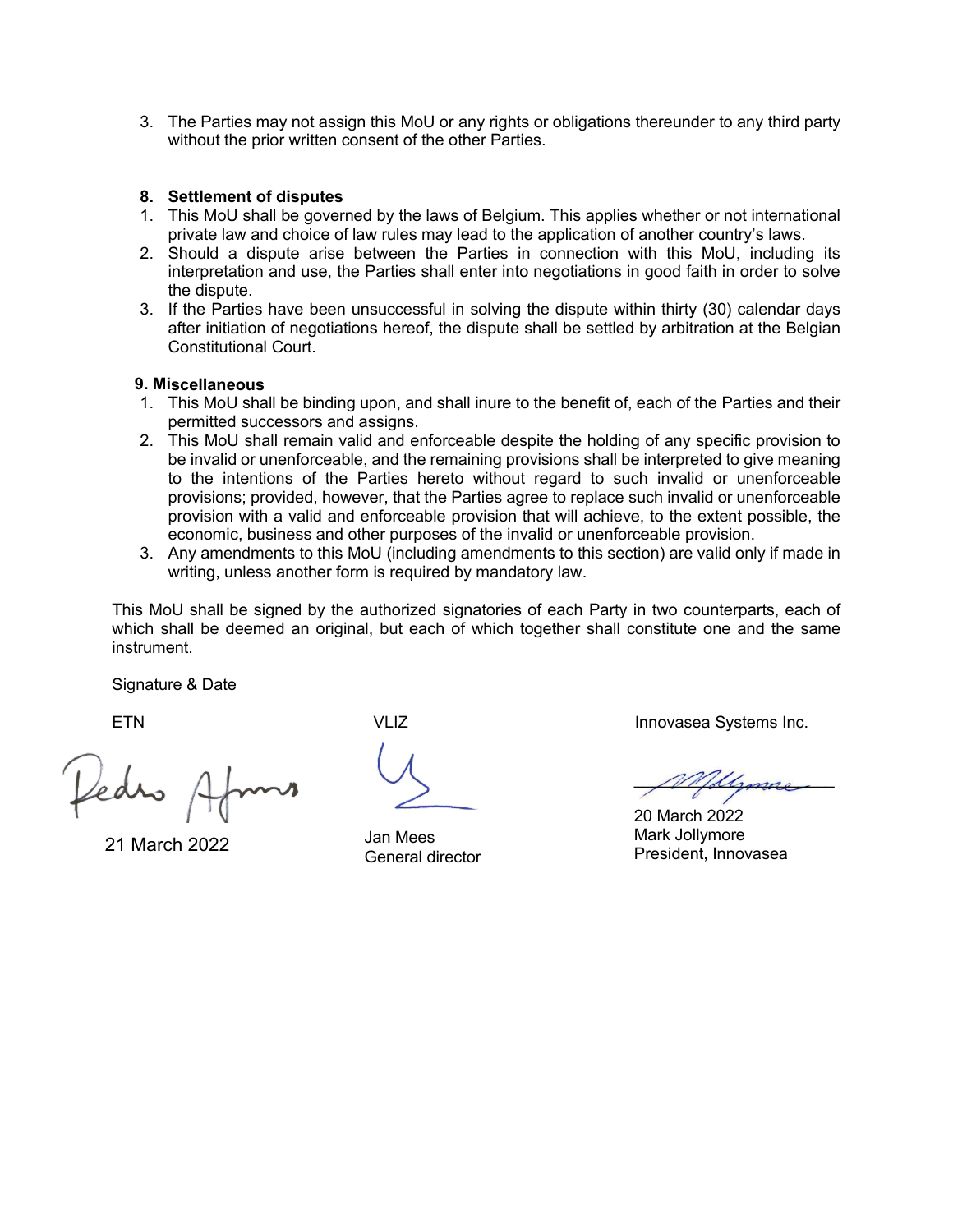3. The Parties may not assign this MoU or any rights or obligations thereunder to any third party without the prior written consent of the other Parties.

## 8. Settlement of disputes

1. This MoU shall be governed by the laws of Belgium. This applies whether or not international private law and choice of law rules may lead to the application of another country's laws.
2. Should a dispute arise between the Parties in connection with this MoU, including its interpretation and use, the Parties shall enter into negotiations in good faith in order to solve the dispute.
3. If the Parties have been unsuccessful in solving the dispute within thirty (30) calendar days after initiation of negotiations hereof, the dispute shall be settled by arbitration at the Belgian Constitutional Court.

## 9. Miscellaneous

1. This MoU shall be binding upon, and shall inure to the benefit of, each of the Parties and their permitted successors and assigns.
2. This MoU shall remain valid and enforceable despite the holding of any specific provision to be invalid or unenforceable, and the remaining provisions shall be interpreted to give meaning to the intentions of the Parties hereto without regard to such invalid or unenforceable provisions; provided, however, that the Parties agree to replace such invalid or unenforceable provision with a valid and enforceable provision that will achieve, to the extent possible, the economic, business and other purposes of the invalid or unenforceable provision.
3. Any amendments to this MoU (including amendments to this section) are valid only if made in writing, unless another form is required by mandatory law.

This MoU shall be signed by the authorized signatories of each Party in two counterparts, each of which shall be deemed an original, but each of which together shall constitute one and the same instrument.

Signature & Date

| ETN | VLIZ | Innovasea Systems Inc. |
|---|---|---|
| 21 March 2022 | Jan Mees<br>General director | 20 March 2022<br>Mark Jollymore<br>President, Innovasea |